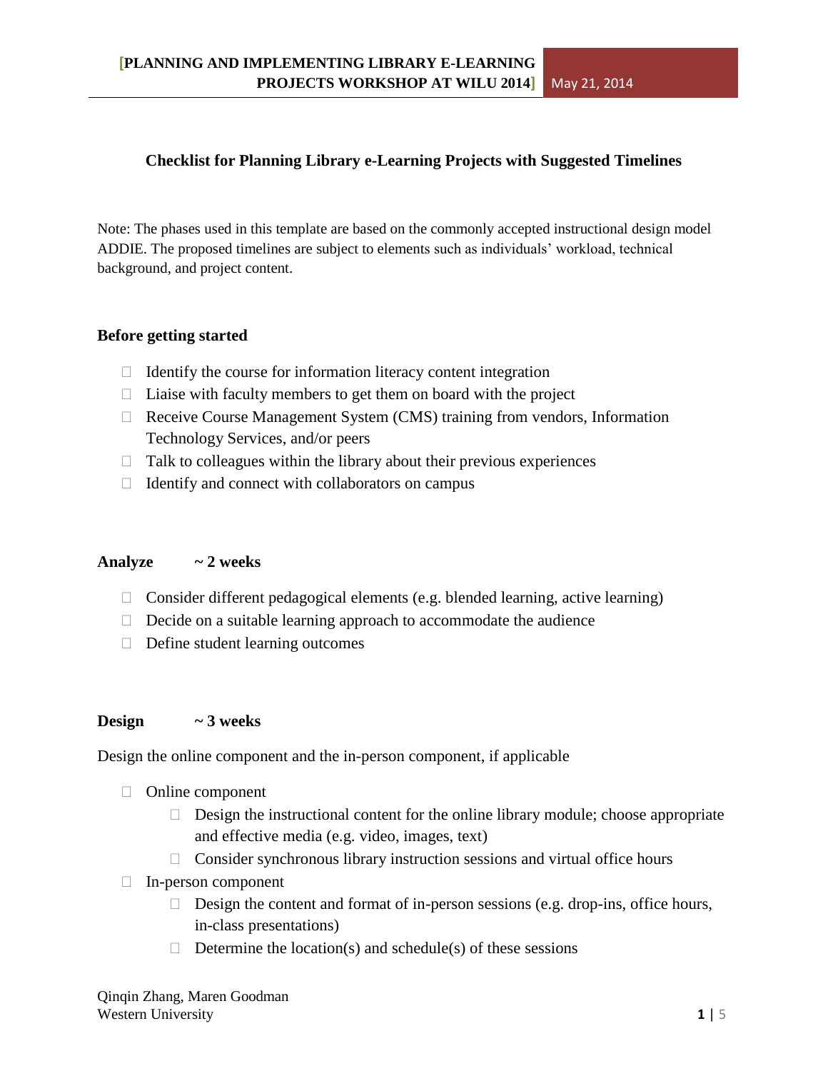## Checklist for Planning Library e-Learning Projects with Suggested Timelines

Note: The phases used in this template are based on the commonly accepted instructional design model ADDIE. The proposed timelines are subject to elements such as individuals' workload, technical background, and project content.

### Before getting started

- Identify the course for information literacy content integration
- Liaise with faculty members to get them on board with the project
- Receive Course Management System (CMS) training from vendors, Information Technology Services, and/or peers
- Talk to colleagues within the library about their previous experiences
- Identify and connect with collaborators on campus

### Analyze ~ 2 weeks

- Consider different pedagogical elements (e.g. blended learning, active learning)
- Decide on a suitable learning approach to accommodate the audience
- Define student learning outcomes

### Design ~ 3 weeks

Design the online component and the in-person component, if applicable

- Online component
  - Design the instructional content for the online library module; choose appropriate and effective media (e.g. video, images, text)
  - Consider synchronous library instruction sessions and virtual office hours
- In-person component
  - Design the content and format of in-person sessions (e.g. drop-ins, office hours, in-class presentations)
  - Determine the location(s) and schedule(s) of these sessions

Qinqin Zhang, Maren Goodman
Western University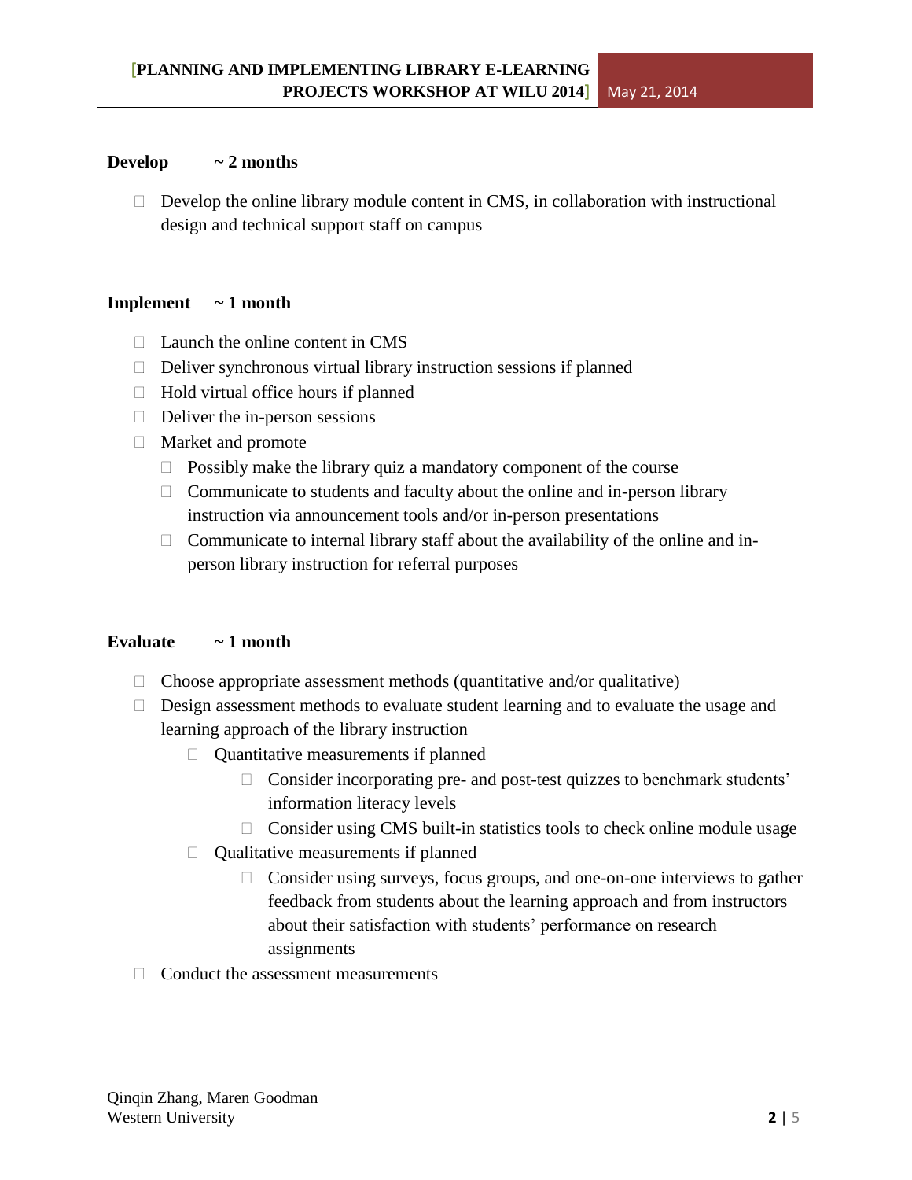**Develop ~ 2 months**

- Develop the online library module content in CMS, in collaboration with instructional design and technical support staff on campus

**Implement ~ 1 month**

- Launch the online content in CMS
- Deliver synchronous virtual library instruction sessions if planned
- Hold virtual office hours if planned
- Deliver the in-person sessions
- Market and promote
  - Possibly make the library quiz a mandatory component of the course
  - Communicate to students and faculty about the online and in-person library instruction via announcement tools and/or in-person presentations
  - Communicate to internal library staff about the availability of the online and in-person library instruction for referral purposes

**Evaluate ~ 1 month**

- Choose appropriate assessment methods (quantitative and/or qualitative)
- Design assessment methods to evaluate student learning and to evaluate the usage and learning approach of the library instruction
  - Quantitative measurements if planned
    - Consider incorporating pre- and post-test quizzes to benchmark students' information literacy levels
    - Consider using CMS built-in statistics tools to check online module usage
  - Qualitative measurements if planned
    - Consider using surveys, focus groups, and one-on-one interviews to gather feedback from students about the learning approach and from instructors about their satisfaction with students' performance on research assignments
- Conduct the assessment measurements

Qinqin Zhang, Maren Goodman
Western University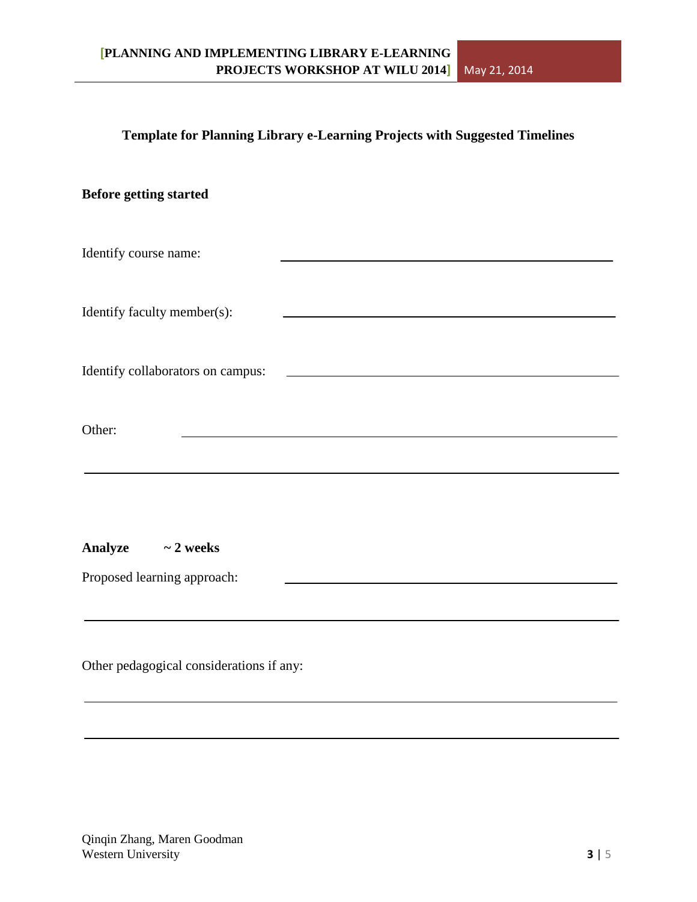## Template for Planning Library e-Learning Projects with Suggested Timelines

**Before getting started**

Identify course name: ______________________________

Identify faculty member(s): ______________________________

Identify collaborators on campus: ______________________________

Other: ______________________________

______________________________

**Analyze ~ 2 weeks**

Proposed learning approach: ______________________________

______________________________

Other pedagogical considerations if any:

______________________________

______________________________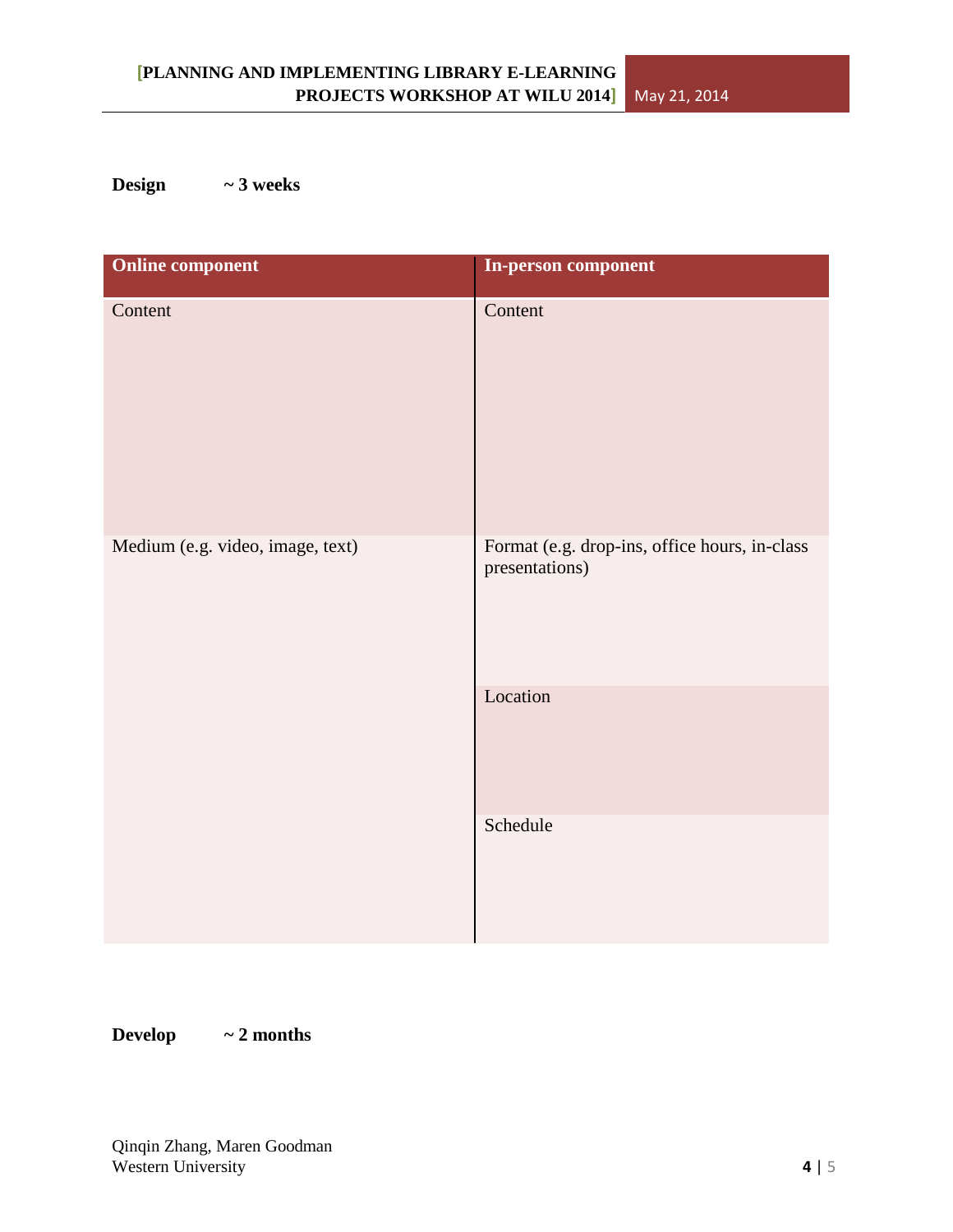**Design ~ 3 weeks**

| Online component | In-person component |
|---|---|
| Content | Content |
| Medium (e.g. video, image, text) | Format (e.g. drop-ins, office hours, in-class presentations) |
| | Location |
| | Schedule |

**Develop ~ 2 months**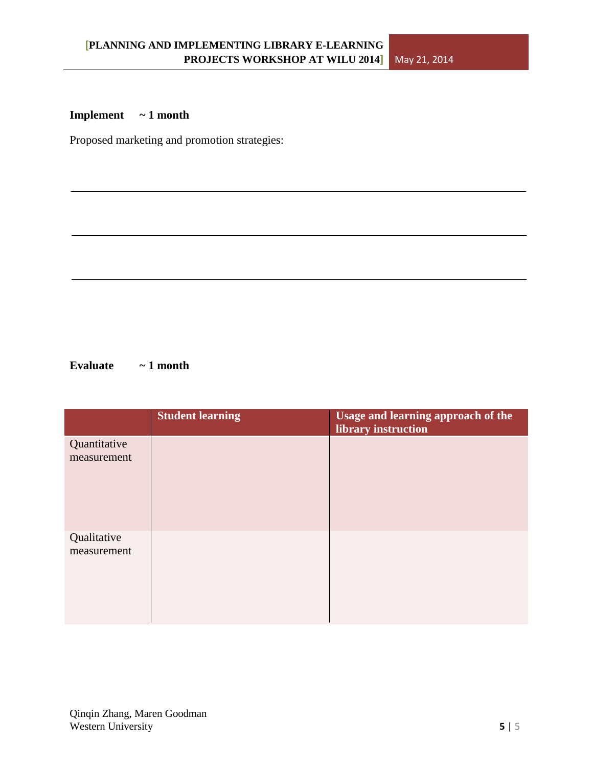**Implement ~ 1 month**

Proposed marketing and promotion strategies:

______________________________________________________________________

______________________________________________________________________

______________________________________________________________________

**Evaluate ~ 1 month**

| | **Student learning** | **Usage and learning approach of the library instruction** |
|---|---|---|
| Quantitative measurement | | |
| Qualitative measurement | | |